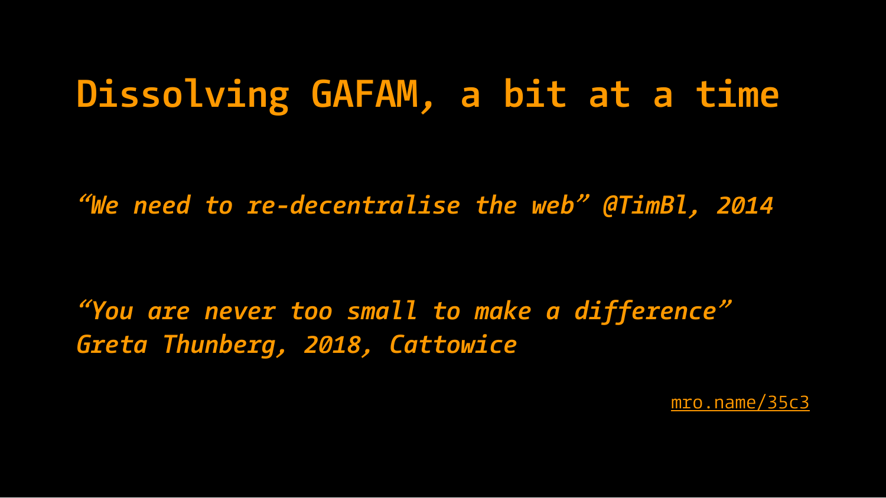# Dissolving GAFAM, a bit at a time

*“We need to re-decentralise the web” @TimBl, 2014*

*“You are never too small to make a difference”*
*Greta Thunberg, 2018, Cattowice*

mro.name/35c3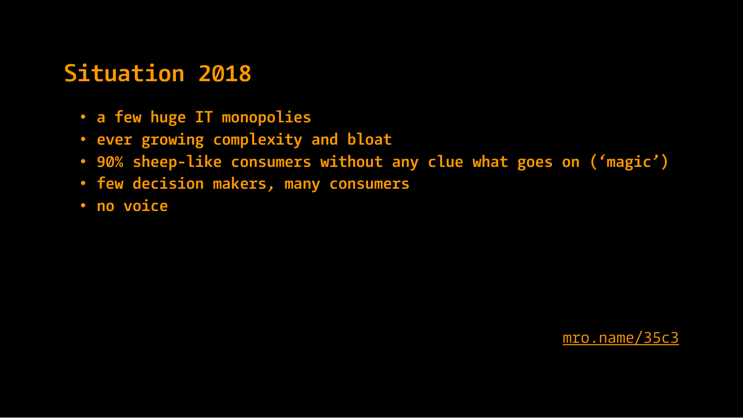## Situation 2018

- a few huge IT monopolies
- ever growing complexity and bloat
- 90% sheep-like consumers without any clue what goes on (‘magic’)
- few decision makers, many consumers
- no voice

mro.name/35c3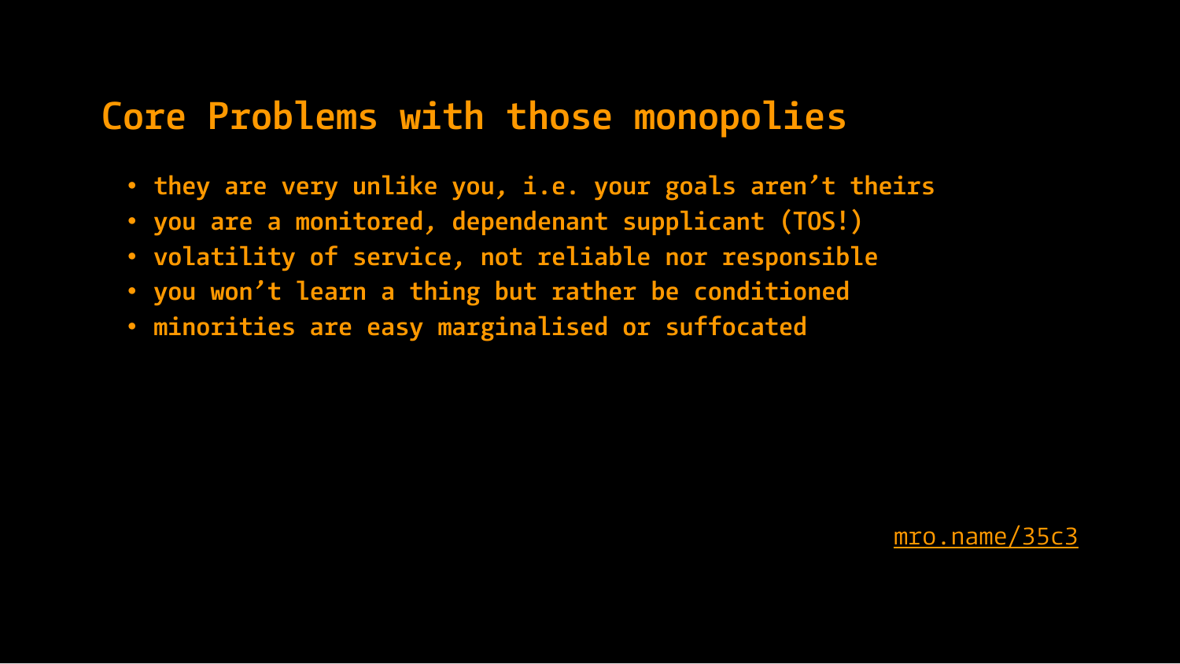## Core Problems with those monopolies

- they are very unlike you, i.e. your goals aren’t theirs
- you are a monitored, dependenant supplicant (TOS!)
- volatility of service, not reliable nor responsible
- you won’t learn a thing but rather be conditioned
- minorities are easy marginalised or suffocated

[mro.name/35c3](mro.name/35c3)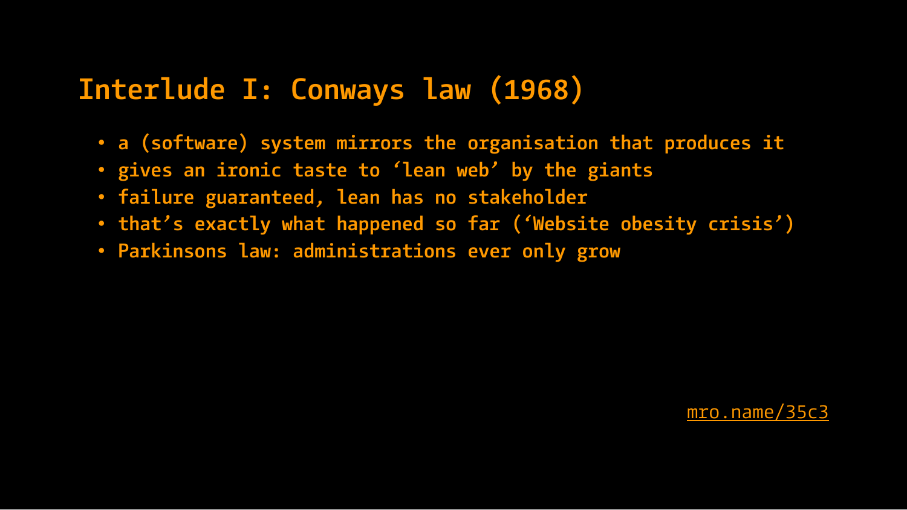# Interlude I: Conways law (1968)

- a (software) system mirrors the organisation that produces it
- gives an ironic taste to ‘lean web’ by the giants
- failure guaranteed, lean has no stakeholder
- that’s exactly what happened so far (‘Website obesity crisis’)
- Parkinsons law: administrations ever only grow

mro.name/35c3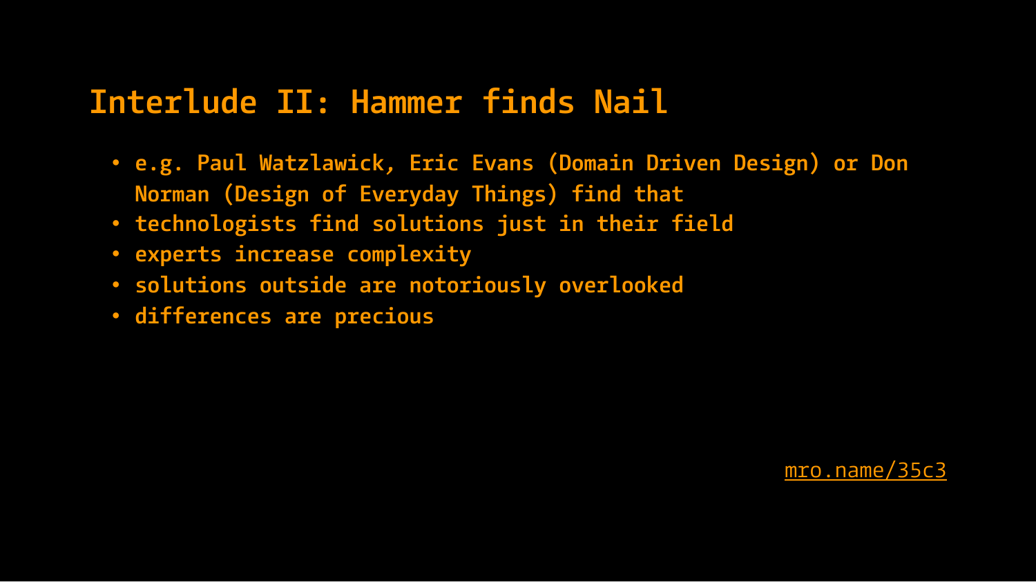## Interlude II: Hammer finds Nail

- e.g. Paul Watzlawick, Eric Evans (Domain Driven Design) or Don Norman (Design of Everyday Things) find that
- technologists find solutions just in their field
- experts increase complexity
- solutions outside are notoriously overlooked
- differences are precious

mro.name/35c3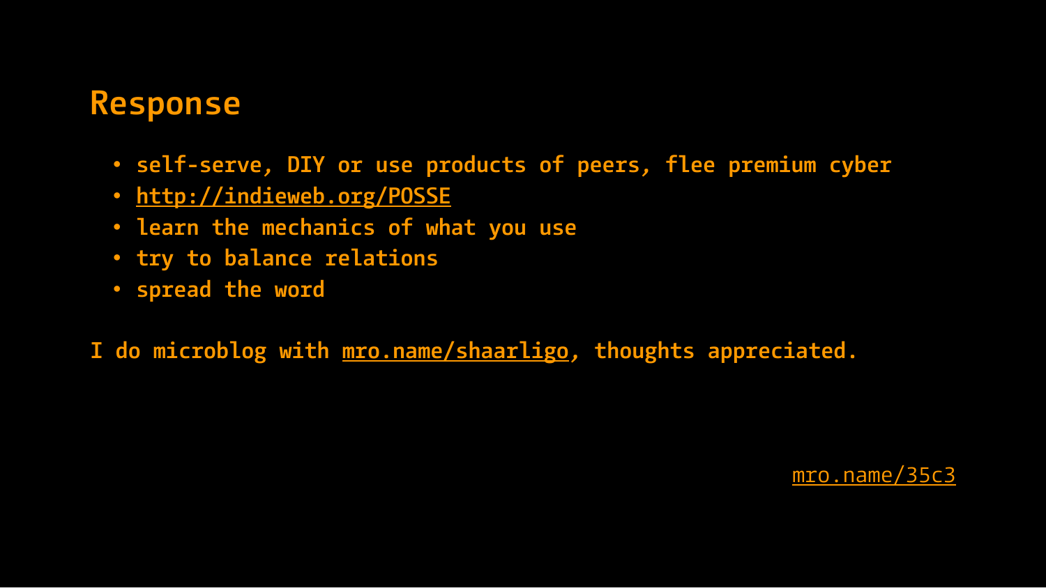## Response

- self-serve, DIY or use products of peers, flee premium cyber
- http://indieweb.org/POSSE
- learn the mechanics of what you use
- try to balance relations
- spread the word

I do microblog with mro.name/shaarligo, thoughts appreciated.

mro.name/35c3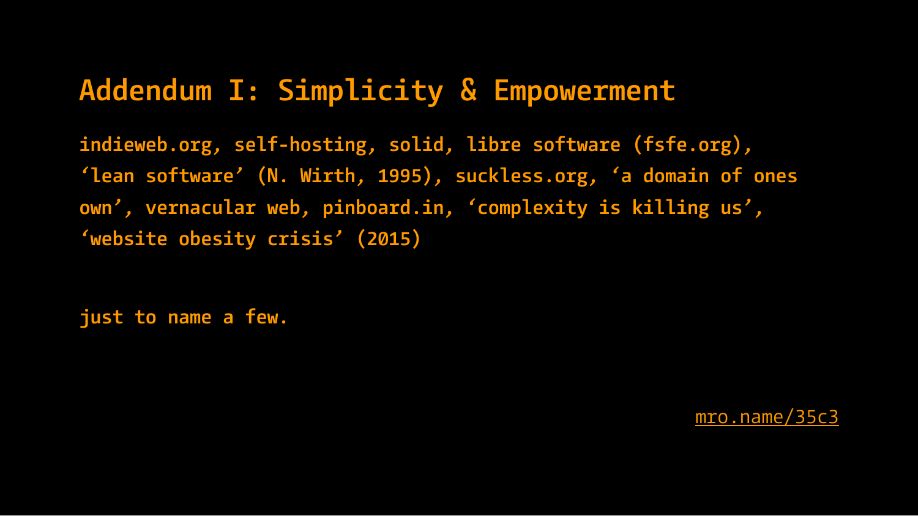# Addendum I: Simplicity & Empowerment

**indieweb.org, self-hosting, solid, libre software (fsfe.org), ‘lean software’ (N. Wirth, 1995), suckless.org, ‘a domain of ones own’, vernacular web, pinboard.in, ‘complexity is killing us’, ‘website obesity crisis’ (2015)**

**just to name a few.**

mro.name/35c3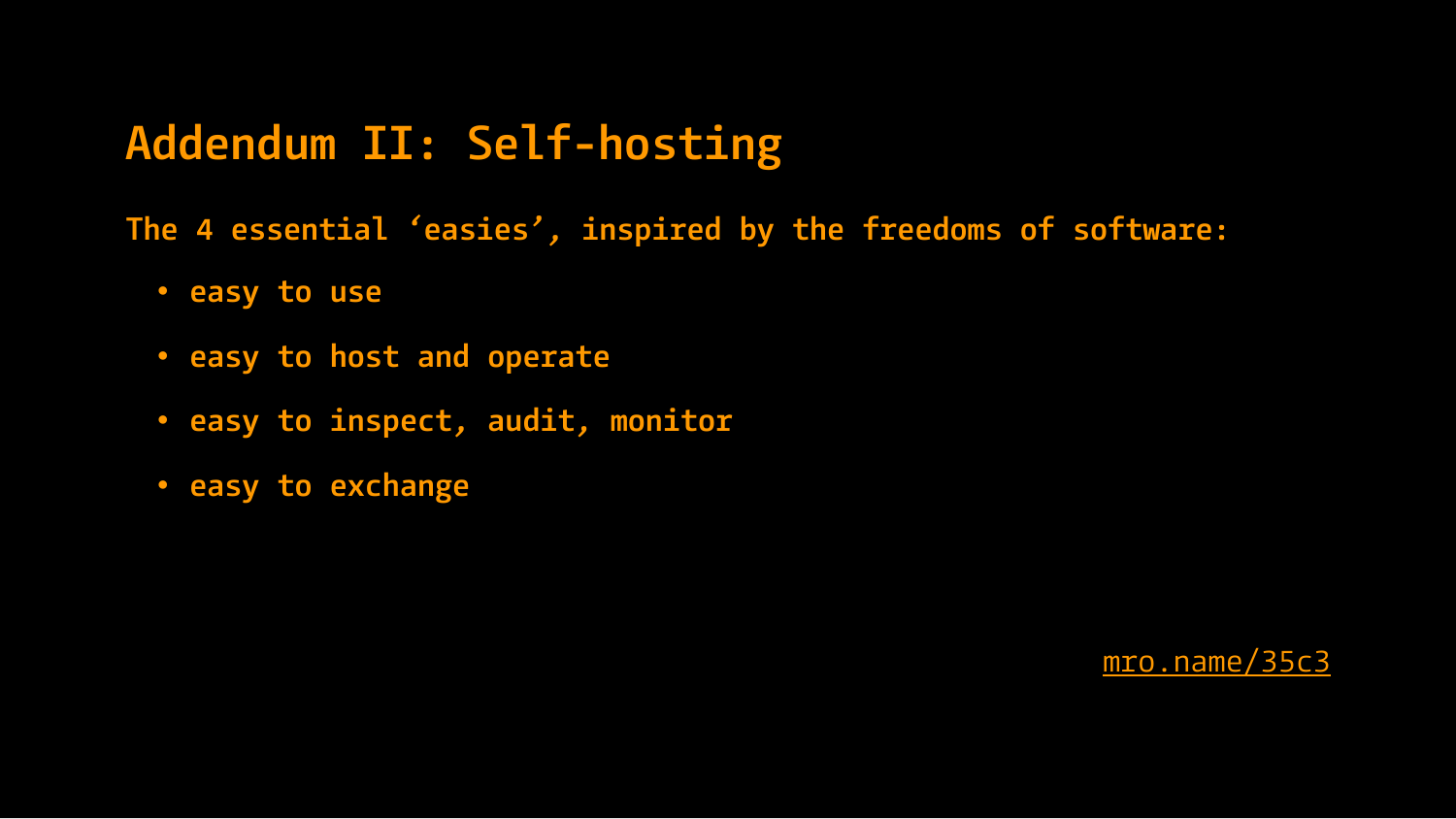# Addendum II: Self-hosting

**The 4 essential ‘easies’, inspired by the freedoms of software:**

- **easy to use**
- **easy to host and operate**
- **easy to inspect, audit, monitor**
- **easy to exchange**

[mro.name/35c3](mro.name/35c3)